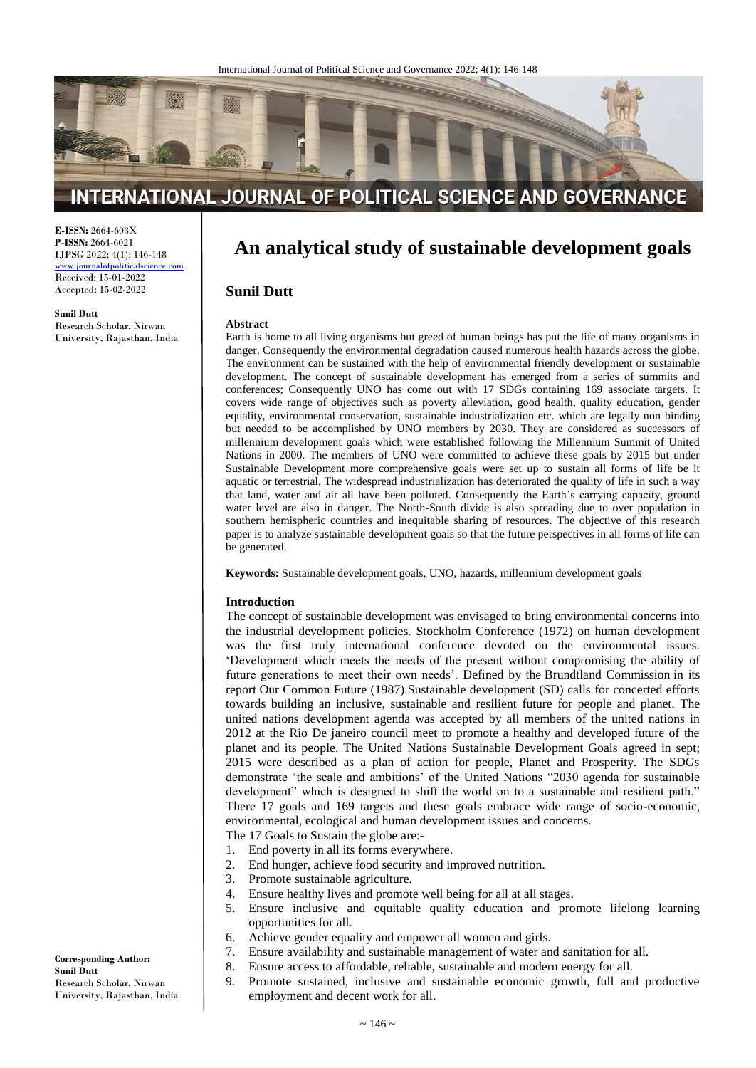**E-ISSN:** 2664-603X
**P-ISSN:** 2664-6021
IJPSG 2022; 4(1): 146-148
www.journalofpoliticalscience.com
Received: 15-01-2022
Accepted: 15-02-2022

**Sunil Dutt**
Research Scholar, Nirwan University, Rajasthan, India

**Corresponding Author:**
**Sunil Dutt**
Research Scholar, Nirwan University, Rajasthan, India

# An analytical study of sustainable development goals

## Sunil Dutt

### Abstract

Earth is home to all living organisms but greed of human beings has put the life of many organisms in danger. Consequently the environmental degradation caused numerous health hazards across the globe. The environment can be sustained with the help of environmental friendly development or sustainable development. The concept of sustainable development has emerged from a series of summits and conferences; Consequently UNO has come out with 17 SDGs containing 169 associate targets. It covers wide range of objectives such as poverty alleviation, good health, quality education, gender equality, environmental conservation, sustainable industrialization etc. which are legally non binding but needed to be accomplished by UNO members by 2030. They are considered as successors of millennium development goals which were established following the Millennium Summit of United Nations in 2000. The members of UNO were committed to achieve these goals by 2015 but under Sustainable Development more comprehensive goals were set up to sustain all forms of life be it aquatic or terrestrial. The widespread industrialization has deteriorated the quality of life in such a way that land, water and air all have been polluted. Consequently the Earth's carrying capacity, ground water level are also in danger. The North-South divide is also spreading due to over population in southern hemispheric countries and inequitable sharing of resources. The objective of this research paper is to analyze sustainable development goals so that the future perspectives in all forms of life can be generated.

**Keywords:** Sustainable development goals, UNO, hazards, millennium development goals

### Introduction

The concept of sustainable development was envisaged to bring environmental concerns into the industrial development policies. Stockholm Conference (1972) on human development was the first truly international conference devoted on the environmental issues. 'Development which meets the needs of the present without compromising the ability of future generations to meet their own needs'. Defined by the Brundtland Commission in its report Our Common Future (1987).Sustainable development (SD) calls for concerted efforts towards building an inclusive, sustainable and resilient future for people and planet. The united nations development agenda was accepted by all members of the united nations in 2012 at the Rio De janeiro council meet to promote a healthy and developed future of the planet and its people. The United Nations Sustainable Development Goals agreed in sept; 2015 were described as a plan of action for people, Planet and Prosperity. The SDGs demonstrate 'the scale and ambitions' of the United Nations "2030 agenda for sustainable development" which is designed to shift the world on to a sustainable and resilient path." There 17 goals and 169 targets and these goals embrace wide range of socio-economic, environmental, ecological and human development issues and concerns.

The 17 Goals to Sustain the globe are:-

1. End poverty in all its forms everywhere.
2. End hunger, achieve food security and improved nutrition.
3. Promote sustainable agriculture.
4. Ensure healthy lives and promote well being for all at all stages.
5. Ensure inclusive and equitable quality education and promote lifelong learning opportunities for all.
6. Achieve gender equality and empower all women and girls.
7. Ensure availability and sustainable management of water and sanitation for all.
8. Ensure access to affordable, reliable, sustainable and modern energy for all.
9. Promote sustained, inclusive and sustainable economic growth, full and productive employment and decent work for all.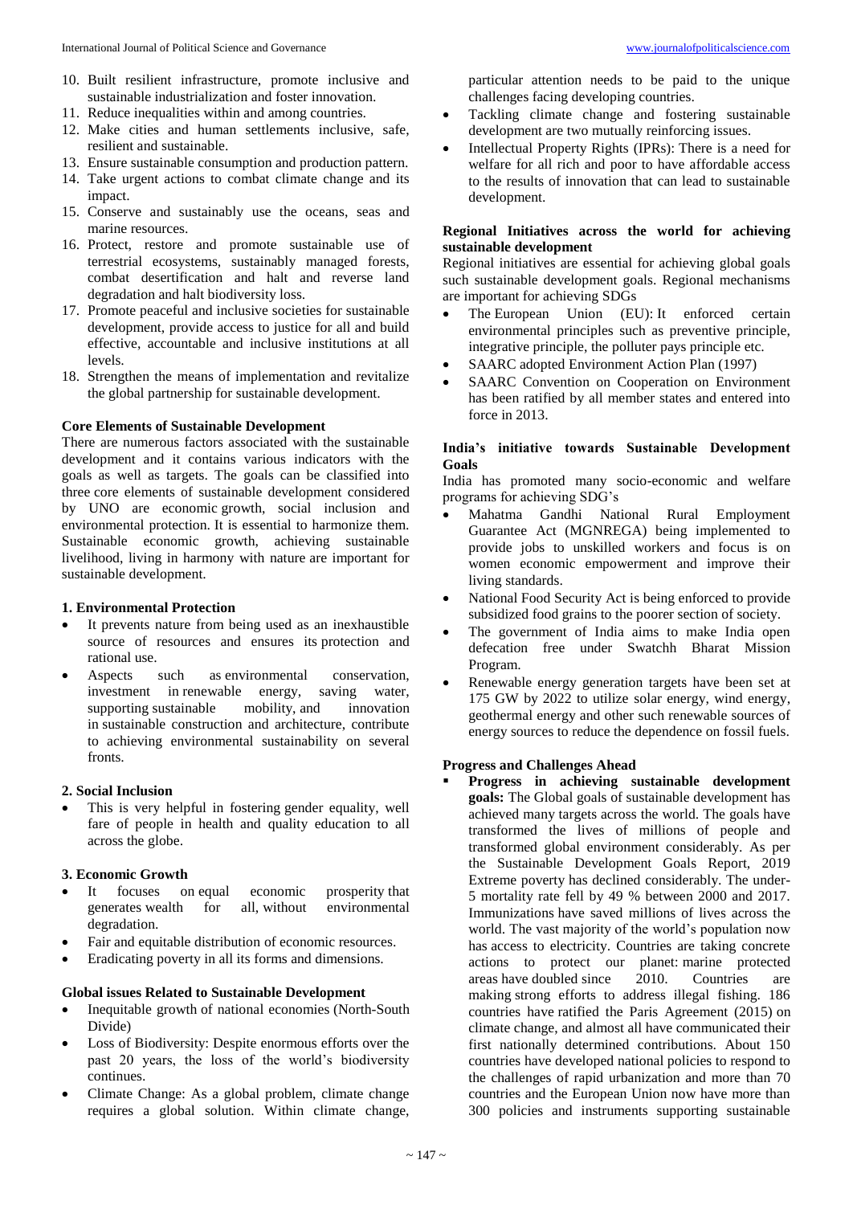10. Built resilient infrastructure, promote inclusive and sustainable industrialization and foster innovation.
11. Reduce inequalities within and among countries.
12. Make cities and human settlements inclusive, safe, resilient and sustainable.
13. Ensure sustainable consumption and production pattern.
14. Take urgent actions to combat climate change and its impact.
15. Conserve and sustainably use the oceans, seas and marine resources.
16. Protect, restore and promote sustainable use of terrestrial ecosystems, sustainably managed forests, combat desertification and halt and reverse land degradation and halt biodiversity loss.
17. Promote peaceful and inclusive societies for sustainable development, provide access to justice for all and build effective, accountable and inclusive institutions at all levels.
18. Strengthen the means of implementation and revitalize the global partnership for sustainable development.

**Core Elements of Sustainable Development**

There are numerous factors associated with the sustainable development and it contains various indicators with the goals as well as targets. The goals can be classified into three core elements of sustainable development considered by UNO are economic growth, social inclusion and environmental protection. It is essential to harmonize them. Sustainable economic growth, achieving sustainable livelihood, living in harmony with nature are important for sustainable development.

**1. Environmental Protection**

- It prevents nature from being used as an inexhaustible source of resources and ensures its protection and rational use.
- Aspects such as environmental conservation, investment in renewable energy, saving water, supporting sustainable mobility, and innovation in sustainable construction and architecture, contribute to achieving environmental sustainability on several fronts.

**2. Social Inclusion**

- This is very helpful in fostering gender equality, well fare of people in health and quality education to all across the globe.

**3. Economic Growth**

- It focuses on equal economic prosperity that generates wealth for all, without environmental degradation.
- Fair and equitable distribution of economic resources.
- Eradicating poverty in all its forms and dimensions.

**Global issues Related to Sustainable Development**

- Inequitable growth of national economies (North-South Divide)
- Loss of Biodiversity: Despite enormous efforts over the past 20 years, the loss of the world's biodiversity continues.
- Climate Change: As a global problem, climate change requires a global solution. Within climate change, particular attention needs to be paid to the unique challenges facing developing countries.
- Tackling climate change and fostering sustainable development are two mutually reinforcing issues.
- Intellectual Property Rights (IPRs): There is a need for welfare for all rich and poor to have affordable access to the results of innovation that can lead to sustainable development.

**Regional Initiatives across the world for achieving sustainable development**

Regional initiatives are essential for achieving global goals such sustainable development goals. Regional mechanisms are important for achieving SDGs

- The European Union (EU): It enforced certain environmental principles such as preventive principle, integrative principle, the polluter pays principle etc.
- SAARC adopted Environment Action Plan (1997)
- SAARC Convention on Cooperation on Environment has been ratified by all member states and entered into force in 2013.

**India's initiative towards Sustainable Development Goals**

India has promoted many socio-economic and welfare programs for achieving SDG's

- Mahatma Gandhi National Rural Employment Guarantee Act (MGNREGA) being implemented to provide jobs to unskilled workers and focus is on women economic empowerment and improve their living standards.
- National Food Security Act is being enforced to provide subsidized food grains to the poorer section of society.
- The government of India aims to make India open defecation free under Swatchh Bharat Mission Program.
- Renewable energy generation targets have been set at 175 GW by 2022 to utilize solar energy, wind energy, geothermal energy and other such renewable sources of energy sources to reduce the dependence on fossil fuels.

**Progress and Challenges Ahead**

- **Progress in achieving sustainable development goals:** The Global goals of sustainable development has achieved many targets across the world. The goals have transformed the lives of millions of people and transformed global environment considerably. As per the Sustainable Development Goals Report, 2019 Extreme poverty has declined considerably. The under-5 mortality rate fell by 49 % between 2000 and 2017. Immunizations have saved millions of lives across the world. The vast majority of the world's population now has access to electricity. Countries are taking concrete actions to protect our planet: marine protected areas have doubled since 2010. Countries are making strong efforts to address illegal fishing. 186 countries have ratified the Paris Agreement (2015) on climate change, and almost all have communicated their first nationally determined contributions. About 150 countries have developed national policies to respond to the challenges of rapid urbanization and more than 70 countries and the European Union now have more than 300 policies and instruments supporting sustainable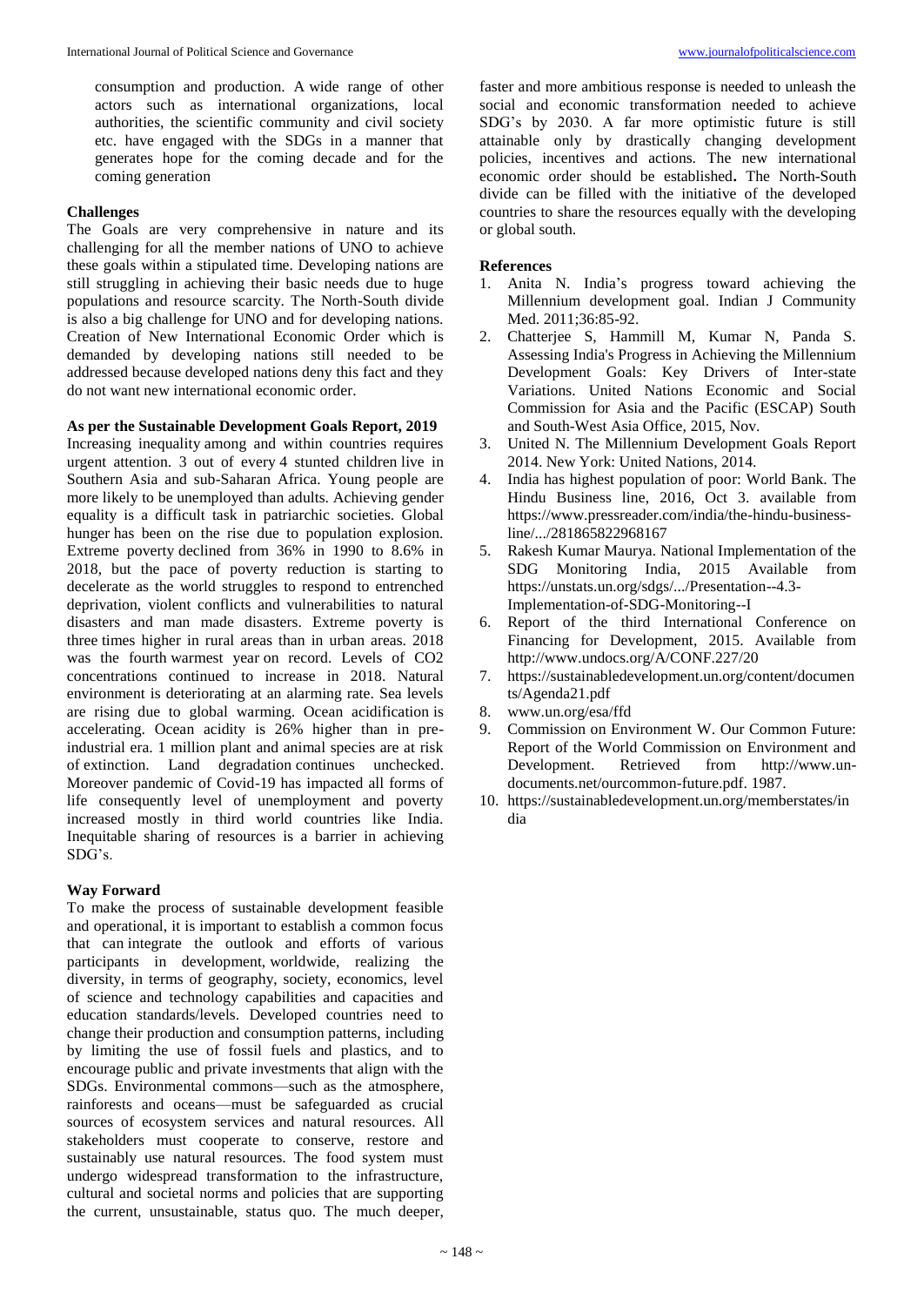consumption and production. A wide range of other actors such as international organizations, local authorities, the scientific community and civil society etc. have engaged with the SDGs in a manner that generates hope for the coming decade and for the coming generation

**Challenges**

The Goals are very comprehensive in nature and its challenging for all the member nations of UNO to achieve these goals within a stipulated time. Developing nations are still struggling in achieving their basic needs due to huge populations and resource scarcity. The North-South divide is also a big challenge for UNO and for developing nations. Creation of New International Economic Order which is demanded by developing nations still needed to be addressed because developed nations deny this fact and they do not want new international economic order.

**As per the Sustainable Development Goals Report, 2019**

Increasing inequality among and within countries requires urgent attention. 3 out of every 4 stunted children live in Southern Asia and sub-Saharan Africa. Young people are more likely to be unemployed than adults. Achieving gender equality is a difficult task in patriarchic societies. Global hunger has been on the rise due to population explosion. Extreme poverty declined from 36% in 1990 to 8.6% in 2018, but the pace of poverty reduction is starting to decelerate as the world struggles to respond to entrenched deprivation, violent conflicts and vulnerabilities to natural disasters and man made disasters. Extreme poverty is three times higher in rural areas than in urban areas. 2018 was the fourth warmest year on record. Levels of $CO_2$ concentrations continued to increase in 2018. Natural environment is deteriorating at an alarming rate. Sea levels are rising due to global warming. Ocean acidification is accelerating. Ocean acidity is 26% higher than in pre-industrial era. 1 million plant and animal species are at risk of extinction. Land degradation continues unchecked. Moreover pandemic of Covid-19 has impacted all forms of life consequently level of unemployment and poverty increased mostly in third world countries like India. Inequitable sharing of resources is a barrier in achieving SDG's.

**Way Forward**

To make the process of sustainable development feasible and operational, it is important to establish a common focus that can integrate the outlook and efforts of various participants in development, worldwide, realizing the diversity, in terms of geography, society, economics, level of science and technology capabilities and capacities and education standards/levels. Developed countries need to change their production and consumption patterns, including by limiting the use of fossil fuels and plastics, and to encourage public and private investments that align with the SDGs. Environmental commons—such as the atmosphere, rainforests and oceans—must be safeguarded as crucial sources of ecosystem services and natural resources. All stakeholders must cooperate to conserve, restore and sustainably use natural resources. The food system must undergo widespread transformation to the infrastructure, cultural and societal norms and policies that are supporting the current, unsustainable, status quo. The much deeper, faster and more ambitious response is needed to unleash the social and economic transformation needed to achieve SDG's by 2030. A far more optimistic future is still attainable only by drastically changing development policies, incentives and actions. The new international economic order should be established**.** The North-South divide can be filled with the initiative of the developed countries to share the resources equally with the developing or global south.

**References**

1. Anita N. India's progress toward achieving the Millennium development goal. Indian J Community Med. 2011;36:85-92.
2. Chatterjee S, Hammill M, Kumar N, Panda S. Assessing India's Progress in Achieving the Millennium Development Goals: Key Drivers of Inter-state Variations. United Nations Economic and Social Commission for Asia and the Pacific (ESCAP) South and South-West Asia Office, 2015, Nov.
3. United N. The Millennium Development Goals Report 2014. New York: United Nations, 2014.
4. India has highest population of poor: World Bank. The Hindu Business line, 2016, Oct 3. available from https://www.pressreader.com/india/the-hindu-business-line/.../281865822968167
5. Rakesh Kumar Maurya. National Implementation of the SDG Monitoring India, 2015 Available from https://unstats.un.org/sdgs/.../Presentation--4.3-Implementation-of-SDG-Monitoring--I
6. Report of the third International Conference on Financing for Development, 2015. Available from http://www.undocs.org/A/CONF.227/20
7. https://sustainabledevelopment.un.org/content/documents/Agenda21.pdf
8. www.un.org/esa/ffd
9. Commission on Environment W. Our Common Future: Report of the World Commission on Environment and Development. Retrieved from http://www.un-documents.net/ourcommon-future.pdf. 1987.
10. https://sustainabledevelopment.un.org/memberstates/india